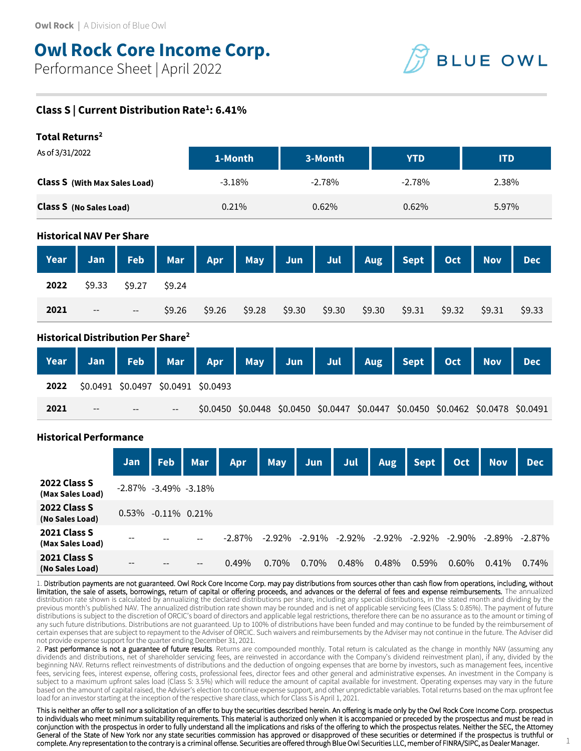Owl Rock | A Division of Blue Owl

# Owl Rock Core Income Corp.

Performance Sheet | April 2022

BLUE OWL

## Class S | Current Distribution Rate[1]: 6.41%

### Total Returns[2]

| As of 3/31/2022 | 1-Month | 3-Month | YTD | ITD |
|---|---|---|---|---|
| **Class S** (With Max Sales Load) | -3.18% | -2.78% | -2.78% | 2.38% |
| **Class S** (No Sales Load) | 0.21% | 0.62% | 0.62% | 5.97% |

### Historical NAV Per Share

| Year | Jan | Feb | Mar | Apr | May | Jun | Jul | Aug | Sept | Oct | Nov | Dec |
|---|---|---|---|---|---|---|---|---|---|---|---|---|
| **2022** | $9.33 | $9.27 | $9.24 | | | | | | | | | |
| **2021** | -- | -- | $9.26 | $9.26 | $9.28 | $9.30 | $9.30 | $9.30 | $9.31 | $9.32 | $9.31 | $9.33 |

### Historical Distribution Per Share[2]

| Year | Jan | Feb | Mar | Apr | May | Jun | Jul | Aug | Sept | Oct | Nov | Dec |
|---|---|---|---|---|---|---|---|---|---|---|---|---|
| **2022** | $0.0491 | $0.0497 | $0.0491 | $0.0493 | | | | | | | | |
| **2021** | -- | -- | -- | $0.0450 | $0.0448 | $0.0450 | $0.0447 | $0.0447 | $0.0450 | $0.0462 | $0.0478 | $0.0491 |

### Historical Performance

| | Jan | Feb | Mar | Apr | May | Jun | Jul | Aug | Sept | Oct | Nov | Dec |
|---|---|---|---|---|---|---|---|---|---|---|---|---|
| **2022 Class S (Max Sales Load)** | -2.87% | -3.49% | -3.18% | | | | | | | | | |
| **2022 Class S (No Sales Load)** | 0.53% | -0.11% | 0.21% | | | | | | | | | |
| **2021 Class S (Max Sales Load)** | -- | -- | -- | -2.87% | -2.92% | -2.91% | -2.92% | -2.92% | -2.92% | -2.90% | -2.89% | -2.87% |
| **2021 Class S (No Sales Load)** | -- | -- | -- | 0.49% | 0.70% | 0.70% | 0.48% | 0.48% | 0.59% | 0.60% | 0.41% | 0.74% |

1. Distribution payments are not guaranteed. Owl Rock Core Income Corp. may pay distributions from sources other than cash flow from operations, including, without limitation, the sale of assets, borrowings, return of capital or offering proceeds, and advances or the deferral of fees and expense reimbursements. The annualized distribution rate shown is calculated by annualizing the declared distributions per share, including any special distributions, in the stated month and dividing by the previous month's published NAV. The annualized distribution rate shown may be rounded and is net of applicable servicing fees (Class S: 0.85%). The payment of future distributions is subject to the discretion of ORCIC's board of directors and applicable legal restrictions, therefore there can be no assurance as to the amount or timing of any such future distributions. Distributions are not guaranteed. Up to 100% of distributions have been funded and may continue to be funded by the reimbursement of certain expenses that are subject to repayment to the Adviser of ORCIC. Such waivers and reimbursements by the Adviser may not continue in the future. The Adviser did not provide expense support for the quarter ending December 31, 2021.

2. Past performance is not a guarantee of future results. Returns are compounded monthly. Total return is calculated as the change in monthly NAV (assuming any dividends and distributions, net of shareholder servicing fees, are reinvested in accordance with the Company's dividend reinvestment plan), if any, divided by the beginning NAV. Returns reflect reinvestments of distributions and the deduction of ongoing expenses that are borne by investors, such as management fees, incentive fees, servicing fees, interest expense, offering costs, professional fees, director fees and other general and administrative expenses. An investment in the Company is subject to a maximum upfront sales load (Class S: 3.5%) which will reduce the amount of capital available for investment. Operating expenses may vary in the future based on the amount of capital raised, the Adviser's election to continue expense support, and other unpredictable variables. Total returns based on the max upfront fee load for an investor starting at the inception of the respective share class, which for Class S is April 1, 2021.

This is neither an offer to sell nor a solicitation of an offer to buy the securities described herein. An offering is made only by the Owl Rock Core Income Corp. prospectus to individuals who meet minimum suitability requirements. This material is authorized only when it is accompanied or preceded by the prospectus and must be read in conjunction with the prospectus in order to fully understand all the implications and risks of the offering to which the prospectus relates. Neither the SEC, the Attorney General of the State of New York nor any state securities commission has approved or disapproved of these securities or determined if the prospectus is truthful or complete. Any representation to the contrary is a criminal offense. Securities are offered through Blue Owl Securities LLC, member of FINRA/SIPC, as Dealer Manager.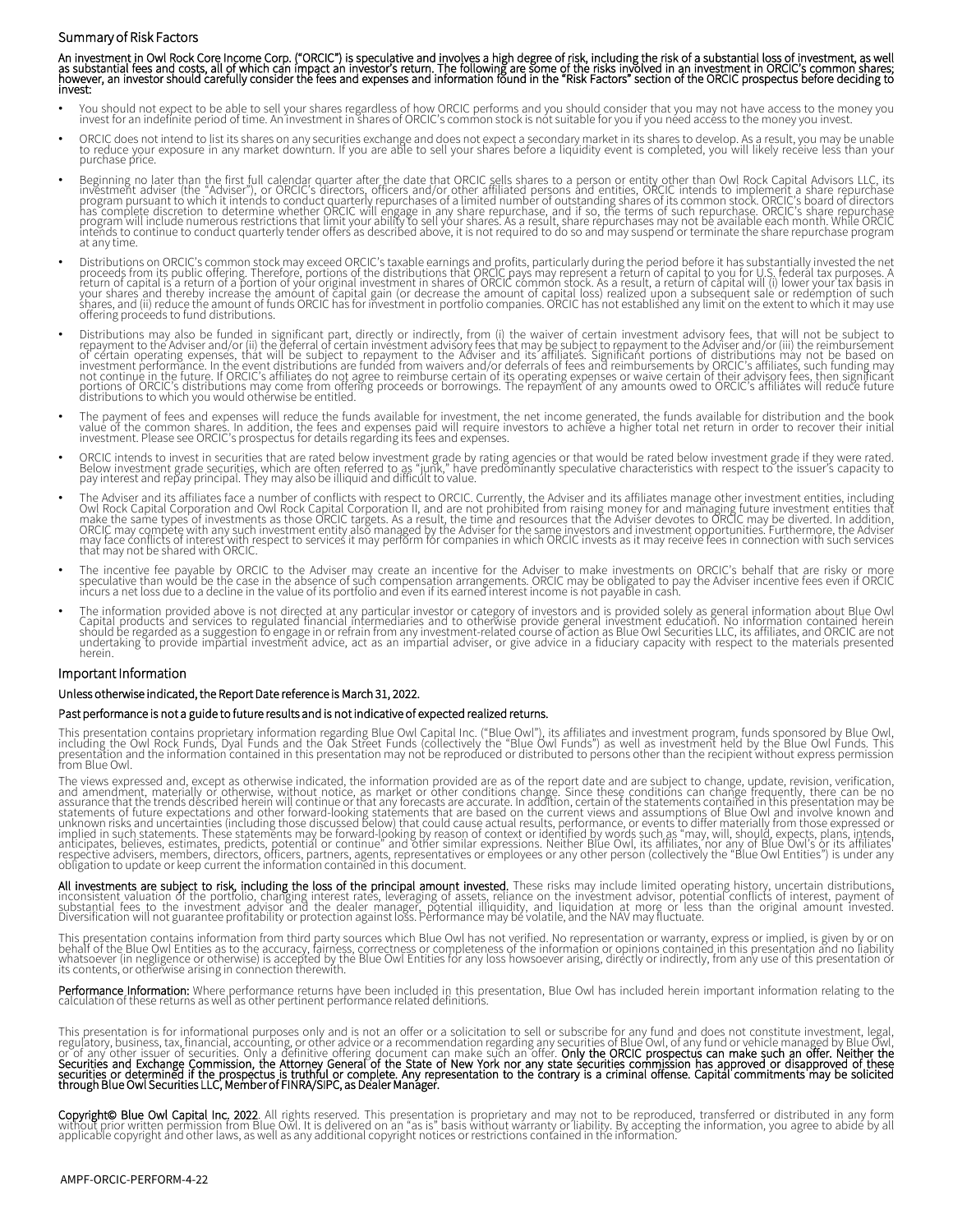## Summary of Risk Factors

**An investment in Owl Rock Core Income Corp. ("ORCIC") is speculative and involves a high degree of risk, including the risk of a substantial loss of investment, as well as substantial fees and costs, all of which can impact an investor's return. The following are some of the risks involved in an investment in ORCIC's common shares; however, an investor should carefully consider the fees and expenses and information found in the "Risk Factors" section of the ORCIC prospectus before deciding to invest:**

- You should not expect to be able to sell your shares regardless of how ORCIC performs and you should consider that you may not have access to the money you invest for an indefinite period of time. An investment in shares of ORCIC's common stock is not suitable for you if you need access to the money you invest.
- ORCIC does not intend to list its shares on any securities exchange and does not expect a secondary market in its shares to develop. As a result, you may be unable to reduce your exposure in any market downturn. If you are able to sell your shares before a liquidity event is completed, you will likely receive less than your purchase price.
- Beginning no later than the first full calendar quarter after the date that ORCIC sells shares to a person or entity other than Owl Rock Capital Advisors LLC, its investment adviser (the "Adviser"), or ORCIC's directors, officers and/or other affiliated persons and entities, ORCIC intends to implement a share repurchase program pursuant to which it intends to conduct quarterly repurchases of a limited number of outstanding shares of its common stock. ORCIC's board of directors has complete discretion to determine whether ORCIC will engage in any share repurchase, and if so, the terms of such repurchase. ORCIC's share repurchase program will include numerous restrictions that limit your ability to sell your shares. As a result, share repurchases may not be available each month. While ORCIC intends to continue to conduct quarterly tender offers as described above, it is not required to do so and may suspend or terminate the share repurchase program at any time.
- Distributions on ORCIC's common stock may exceed ORCIC's taxable earnings and profits, particularly during the period before it has substantially invested the net proceeds from its public offering. Therefore, portions of the distributions that ORCIC pays may represent a return of capital to you for U.S. federal tax purposes. A return of capital is a return of a portion of your original investment in shares of ORCIC common stock. As a result, a return of capital will (i) lower your tax basis in your shares and thereby increase the amount of capital gain (or decrease the amount of capital loss) realized upon a subsequent sale or redemption of such shares, and (ii) reduce the amount of funds ORCIC has for investment in portfolio companies. ORCIC has not established any limit on the extent to which it may use offering proceeds to fund distributions.
- Distributions may also be funded in significant part, directly or indirectly, from (i) the waiver of certain investment advisory fees, that will not be subject to repayment to the Adviser and/or (ii) the deferral of certain investment advisory fees that may be subject to repayment to the Adviser and/or (iii) the reimbursement of certain operating expenses, that will be subject to repayment to the Adviser and its affiliates. Significant portions of distributions may not be based on investment performance. In the event distributions are funded from waivers and/or deferrals of fees and reimbursements by ORCIC's affiliates, such funding may not continue in the future. If ORCIC's affiliates do not agree to reimburse certain of its operating expenses or waive certain of their advisory fees, then significant portions of ORCIC's distributions may come from offering proceeds or borrowings. The repayment of any amounts owed to ORCIC's affiliates will reduce future distributions to which you would otherwise be entitled.
- The payment of fees and expenses will reduce the funds available for investment, the net income generated, the funds available for distribution and the book value of the common shares. In addition, the fees and expenses paid will require investors to achieve a higher total net return in order to recover their initial investment. Please see ORCIC's prospectus for details regarding its fees and expenses.
- ORCIC intends to invest in securities that are rated below investment grade by rating agencies or that would be rated below investment grade if they were rated. Below investment grade securities, which are often referred to as "junk," have predominantly speculative characteristics with respect to the issuer's capacity to pay interest and repay principal. They may also be illiquid and difficult to value.
- The Adviser and its affiliates face a number of conflicts with respect to ORCIC. Currently, the Adviser and its affiliates manage other investment entities, including Owl Rock Capital Corporation and Owl Rock Capital Corporation II, and are not prohibited from raising money for and managing future investment entities that make the same types of investments as those ORCIC targets. As a result, the time and resources that the Adviser devotes to ORCIC may be diverted. In addition, ORCIC may compete with any such investment entity also managed by the Adviser for the same investors and investment opportunities. Furthermore, the Adviser may face conflicts of interest with respect to services it may perform for companies in which ORCIC invests as it may receive fees in connection with such services that may not be shared with ORCIC.
- The incentive fee payable by ORCIC to the Adviser may create an incentive for the Adviser to make investments on ORCIC's behalf that are risky or more speculative than would be the case in the absence of such compensation arrangements. ORCIC may be obligated to pay the Adviser incentive fees even if ORCIC incurs a net loss due to a decline in the value of its portfolio and even if its earned interest income is not payable in cash.
- The information provided above is not directed at any particular investor or category of investors and is provided solely as general information about Blue Owl Capital products and services to regulated financial intermediaries and to otherwise provide general investment education. No information contained herein should be regarded as a suggestion to engage in or refrain from any investment-related course of action as Blue Owl Securities LLC, its affiliates, and ORCIC are not undertaking to provide impartial investment advice, act as an impartial adviser, or give advice in a fiduciary capacity with respect to the materials presented herein.

## Important Information

**Unless otherwise indicated, the Report Date reference is March 31, 2022.**

**Past performance is not a guide to future results and is not indicative of expected realized returns.**

This presentation contains proprietary information regarding Blue Owl Capital Inc. ("Blue Owl"), its affiliates and investment program, funds sponsored by Blue Owl, including the Owl Rock Funds, Dyal Funds and the Oak Street Funds (collectively the "Blue Owl Funds") as well as investment held by the Blue Owl Funds. This presentation and the information contained in this presentation may not be reproduced or distributed to persons other than the recipient without express permission from Blue Owl.

The views expressed and, except as otherwise indicated, the information provided are as of the report date and are subject to change, update, revision, verification, and amendment, materially or otherwise, without notice, as market or other conditions change. Since these conditions can change frequently, there can be no assurance that the trends described herein will continue or that any forecasts are accurate. In addition, certain of the statements contained in this presentation may be statements of future expectations and other forward-looking statements that are based on the current views and assumptions of Blue Owl and involve known and unknown risks and uncertainties (including those discussed below) that could cause actual results, performance, or events to differ materially from those expressed or implied in such statements. These statements may be forward-looking by reason of context or identified by words such as "may, will, should, expects, plans, intends, anticipates, believes, estimates, predicts, potential or continue" and other similar expressions. Neither Blue Owl, its affiliates, nor any of Blue Owl's or its affiliates' respective advisers, members, directors, officers, partners, agents, representatives or employees or any other person (collectively the "Blue Owl Entities") is under any obligation to update or keep current the information contained in this document.

**All investments are subject to risk, including the loss of the principal amount invested.** These risks may include limited operating history, uncertain distributions, inconsistent valuation of the portfolio, changing interest rates, leveraging of assets, reliance on the investment advisor, potential conflicts of interest, payment of substantial fees to the investment advisor and the dealer manager, potential illiquidity, and liquidation at more or less than the original amount invested. Diversification will not guarantee profitability or protection against loss. Performance may be volatile, and the NAV may fluctuate.

This presentation contains information from third party sources which Blue Owl has not verified. No representation or warranty, express or implied, is given by or on behalf of the Blue Owl Entities as to the accuracy, fairness, correctness or completeness of the information or opinions contained in this presentation and no liability whatsoever (in negligence or otherwise) is accepted by the Blue Owl Entities for any loss howsoever arising, directly or indirectly, from any use of this presentation or its contents, or otherwise arising in connection therewith.

**Performance Information:** Where performance returns have been included in this presentation, Blue Owl has included herein important information relating to the calculation of these returns as well as other pertinent performance related definitions.

This presentation is for informational purposes only and is not an offer or a solicitation to sell or subscribe for any fund and does not constitute investment, legal, regulatory, business, tax, financial, accounting, or other advice or a recommendation regarding any securities of Blue Owl, of any fund or vehicle managed by Blue Owl, or of any other issuer of securities. Only a definitive offering document can make such an offer. **Only the ORCIC prospectus can make such an offer. Neither the Securities and Exchange Commission, the Attorney General of the State of New York nor any state securities commission has approved or disapproved of these securities or determined if the prospectus is truthful or complete. Any representation to the contrary is a criminal offense. Capital commitments may be solicited through Blue Owl Securities LLC, Member of FINRA/SIPC, as Dealer Manager.**

**Copyright© Blue Owl Capital Inc. 2022**. All rights reserved. This presentation is proprietary and may not to be reproduced, transferred or distributed in any form without prior written permission from Blue Owl. It is delivered on an "as is" basis without warranty or liability. By accepting the information, you agree to abide by all applicable copyright and other laws, as well as any additional copyright notices or restrictions contained in the information.

AMPF-ORCIC-PERFORM-4-22